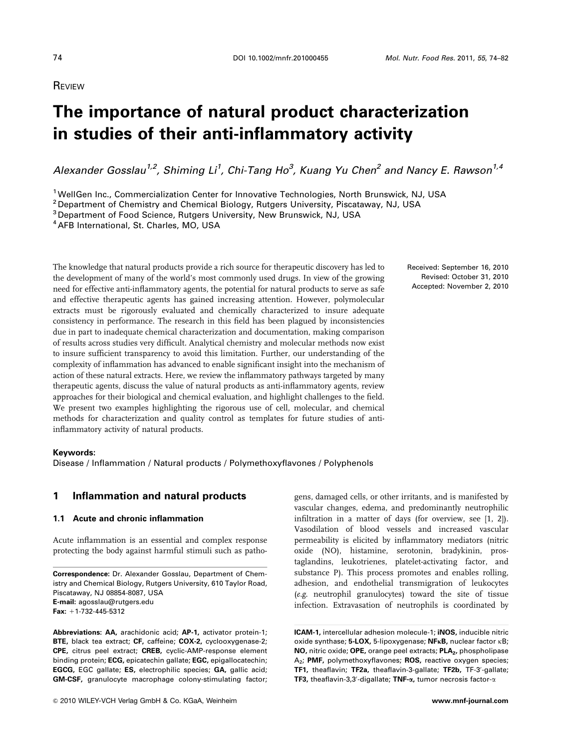REVIEW

# The importance of natural product characterization in studies of their anti-inflammatory activity

*Alexander Gosslau[1,2], Shiming Li[1], Chi-Tang Ho[3], Kuang Yu Chen[2] and Nancy E. Rawson[1,4]*

[1] WellGen Inc., Commercialization Center for Innovative Technologies, North Brunswick, NJ, USA
[2] Department of Chemistry and Chemical Biology, Rutgers University, Piscataway, NJ, USA
[3] Department of Food Science, Rutgers University, New Brunswick, NJ, USA
[4] AFB International, St. Charles, MO, USA

The knowledge that natural products provide a rich source for therapeutic discovery has led to the development of many of the world's most commonly used drugs. In view of the growing need for effective anti-inflammatory agents, the potential for natural products to serve as safe and effective therapeutic agents has gained increasing attention. However, polymolecular extracts must be rigorously evaluated and chemically characterized to insure adequate consistency in performance. The research in this field has been plagued by inconsistencies due in part to inadequate chemical characterization and documentation, making comparison of results across studies very difficult. Analytical chemistry and molecular methods now exist to insure sufficient transparency to avoid this limitation. Further, our understanding of the complexity of inflammation has advanced to enable significant insight into the mechanism of action of these natural extracts. Here, we review the inflammatory pathways targeted by many therapeutic agents, discuss the value of natural products as anti-inflammatory agents, review approaches for their biological and chemical evaluation, and highlight challenges to the field. We present two examples highlighting the rigorous use of cell, molecular, and chemical methods for characterization and quality control as templates for future studies of anti-inflammatory activity of natural products.

Received: September 16, 2010
Revised: October 31, 2010
Accepted: November 2, 2010

**Keywords:**
Disease / Inflammation / Natural products / Polymethoxyflavones / Polyphenols

## 1 Inflammation and natural products

### 1.1 Acute and chronic inflammation

Acute inflammation is an essential and complex response protecting the body against harmful stimuli such as pathogens, damaged cells, or other irritants, and is manifested by vascular changes, edema, and predominantly neutrophilic infiltration in a matter of days (for overview, see [1, 2]). Vasodilation of blood vessels and increased vascular permeability is elicited by inflammatory mediators (nitric oxide (NO), histamine, serotonin, bradykinin, prostaglandins, leukotrienes, platelet-activating factor, and substance P). This process promotes and enables rolling, adhesion, and endothelial transmigration of leukocytes (*e.g.* neutrophil granulocytes) toward the site of tissue infection. Extravasation of neutrophils is coordinated by

**Correspondence:** Dr. Alexander Gosslau, Department of Chemistry and Chemical Biology, Rutgers University, 610 Taylor Road, Piscataway, NJ 08854-8087, USA
**E-mail:** agosslau@rutgers.edu
**Fax:** +1-732-445-5312

**Abbreviations: AA,** arachidonic acid; **AP-1,** activator protein-1; **BTE,** black tea extract; **CF,** caffeine; **COX-2,** cyclooxygenase-2; **CPE,** citrus peel extract; **CREB,** cyclic-AMP-response element binding protein; **ECG,** epicatechin gallate; **EGC,** epigallocatechin; **EGCG,** EGC gallate; **ES,** electrophilic species; **GA,** gallic acid; **GM-CSF,** granulocyte macrophage colony-stimulating factor; **ICAM-1,** intercellular adhesion molecule-1; **iNOS,** inducible nitric oxide synthase; **5-LOX,** 5-lipoxygenase; **NFκB,** nuclear factor κB; **NO,** nitric oxide; **OPE,** orange peel extracts; **$PLA_2$,** phospholipase $A_2$; **PMF,** polymethoxyflavones; **ROS,** reactive oxygen species; **TF1,** theaflavin; **TF2a,** theaflavin-3-gallate; **TF2b,** TF-3′-gallate; **TF3,** theaflavin-3,3′-digallate; **TNF-α,** tumor necrosis factor-α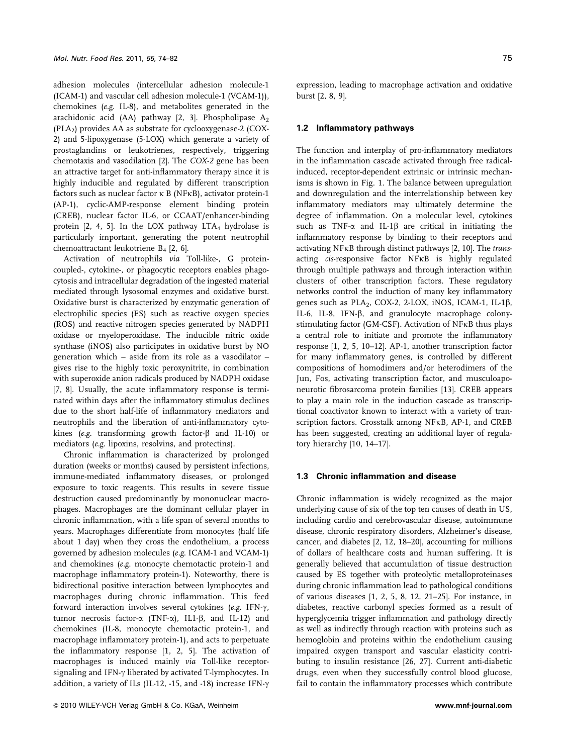adhesion molecules (intercellular adhesion molecule-1 (ICAM-1) and vascular cell adhesion molecule-1 (VCAM-1)), chemokines (*e.g.* IL-8), and metabolites generated in the arachidonic acid (AA) pathway [2, 3]. Phospholipase $A_2$ ($PLA_2$) provides AA as substrate for cyclooxygenase-2 (COX-2) and 5-lipoxygenase (5-LOX) which generate a variety of prostaglandins or leukotrienes, respectively, triggering chemotaxis and vasodilation [2]. The *COX-2* gene has been an attractive target for anti-inflammatory therapy since it is highly inducible and regulated by different transcription factors such as nuclear factor κ B (NFκB), activator protein-1 (AP-1), cyclic-AMP-response element binding protein (CREB), nuclear factor IL-6, or CCAAT/enhancer-binding protein [2, 4, 5]. In the LOX pathway $LTA_4$ hydrolase is particularly important, generating the potent neutrophil chemoattractant leukotriene $B_4$ [2, 6].

Activation of neutrophils *via* Toll-like-, G protein-coupled-, cytokine-, or phagocytic receptors enables phagocytosis and intracellular degradation of the ingested material mediated through lysosomal enzymes and oxidative burst. Oxidative burst is characterized by enzymatic generation of electrophilic species (ES) such as reactive oxygen species (ROS) and reactive nitrogen species generated by NADPH oxidase or myeloperoxidase. The inducible nitric oxide synthase (iNOS) also participates in oxidative burst by NO generation which – aside from its role as a vasodilator – gives rise to the highly toxic peroxynitrite, in combination with superoxide anion radicals produced by NADPH oxidase [7, 8]. Usually, the acute inflammatory response is terminated within days after the inflammatory stimulus declines due to the short half-life of inflammatory mediators and neutrophils and the liberation of anti-inflammatory cytokines (*e.g.* transforming growth factor-β and IL-10) or mediators (*e.g.* lipoxins, resolvins, and protectins).

Chronic inflammation is characterized by prolonged duration (weeks or months) caused by persistent infections, immune-mediated inflammatory diseases, or prolonged exposure to toxic reagents. This results in severe tissue destruction caused predominantly by mononuclear macrophages. Macrophages are the dominant cellular player in chronic inflammation, with a life span of several months to years. Macrophages differentiate from monocytes (half life about 1 day) when they cross the endothelium, a process governed by adhesion molecules (*e.g.* ICAM-1 and VCAM-1) and chemokines (*e.g.* monocyte chemotactic protein-1 and macrophage inflammatory protein-1). Noteworthy, there is bidirectional positive interaction between lymphocytes and macrophages during chronic inflammation. This feed forward interaction involves several cytokines (*e.g.* IFN-γ, tumor necrosis factor-α (TNF-α), IL1-β, and IL-12) and chemokines (IL-8, monocyte chemotactic protein-1, and macrophage inflammatory protein-1), and acts to perpetuate the inflammatory response [1, 2, 5]. The activation of macrophages is induced mainly *via* Toll-like receptor-signaling and IFN-γ liberated by activated T-lymphocytes. In addition, a variety of ILs (IL-12, -15, and -18) increase IFN-γ expression, leading to macrophage activation and oxidative burst [2, 8, 9].

### 1.2 Inflammatory pathways

The function and interplay of pro-inflammatory mediators in the inflammation cascade activated through free radical-induced, receptor-dependent extrinsic or intrinsic mechanisms is shown in Fig. 1. The balance between upregulation and downregulation and the interrelationship between key inflammatory mediators may ultimately determine the degree of inflammation. On a molecular level, cytokines such as TNF-α and IL-1β are critical in initiating the inflammatory response by binding to their receptors and activating NFκB through distinct pathways [2, 10]. The *trans*-acting *cis*-responsive factor NFκB is highly regulated through multiple pathways and through interaction within clusters of other transcription factors. These regulatory networks control the induction of many key inflammatory genes such as $PLA_2$, COX-2, 2-LOX, iNOS, ICAM-1, IL-1β, IL-6, IL-8, IFN-β, and granulocyte macrophage colony-stimulating factor (GM-CSF). Activation of NFκB thus plays a central role to initiate and promote the inflammatory response [1, 2, 5, 10–12]. AP-1, another transcription factor for many inflammatory genes, is controlled by different compositions of homodimers and/or heterodimers of the Jun, Fos, activating transcription factor, and musculoaponeurotic fibrosarcoma protein families [13]. CREB appears to play a main role in the induction cascade as transcriptional coactivator known to interact with a variety of transcription factors. Crosstalk among NFκB, AP-1, and CREB has been suggested, creating an additional layer of regulatory hierarchy [10, 14–17].

### 1.3 Chronic inflammation and disease

Chronic inflammation is widely recognized as the major underlying cause of six of the top ten causes of death in US, including cardio and cerebrovascular disease, autoimmune disease, chronic respiratory disorders, Alzheimer's disease, cancer, and diabetes [2, 12, 18–20], accounting for millions of dollars of healthcare costs and human suffering. It is generally believed that accumulation of tissue destruction caused by ES together with proteolytic metalloproteinases during chronic inflammation lead to pathological conditions of various diseases [1, 2, 5, 8, 12, 21–25]. For instance, in diabetes, reactive carbonyl species formed as a result of hyperglycemia trigger inflammation and pathology directly as well as indirectly through reaction with proteins such as hemoglobin and proteins within the endothelium causing impaired oxygen transport and vascular elasticity contributing to insulin resistance [26, 27]. Current anti-diabetic drugs, even when they successfully control blood glucose, fail to contain the inflammatory processes which contribute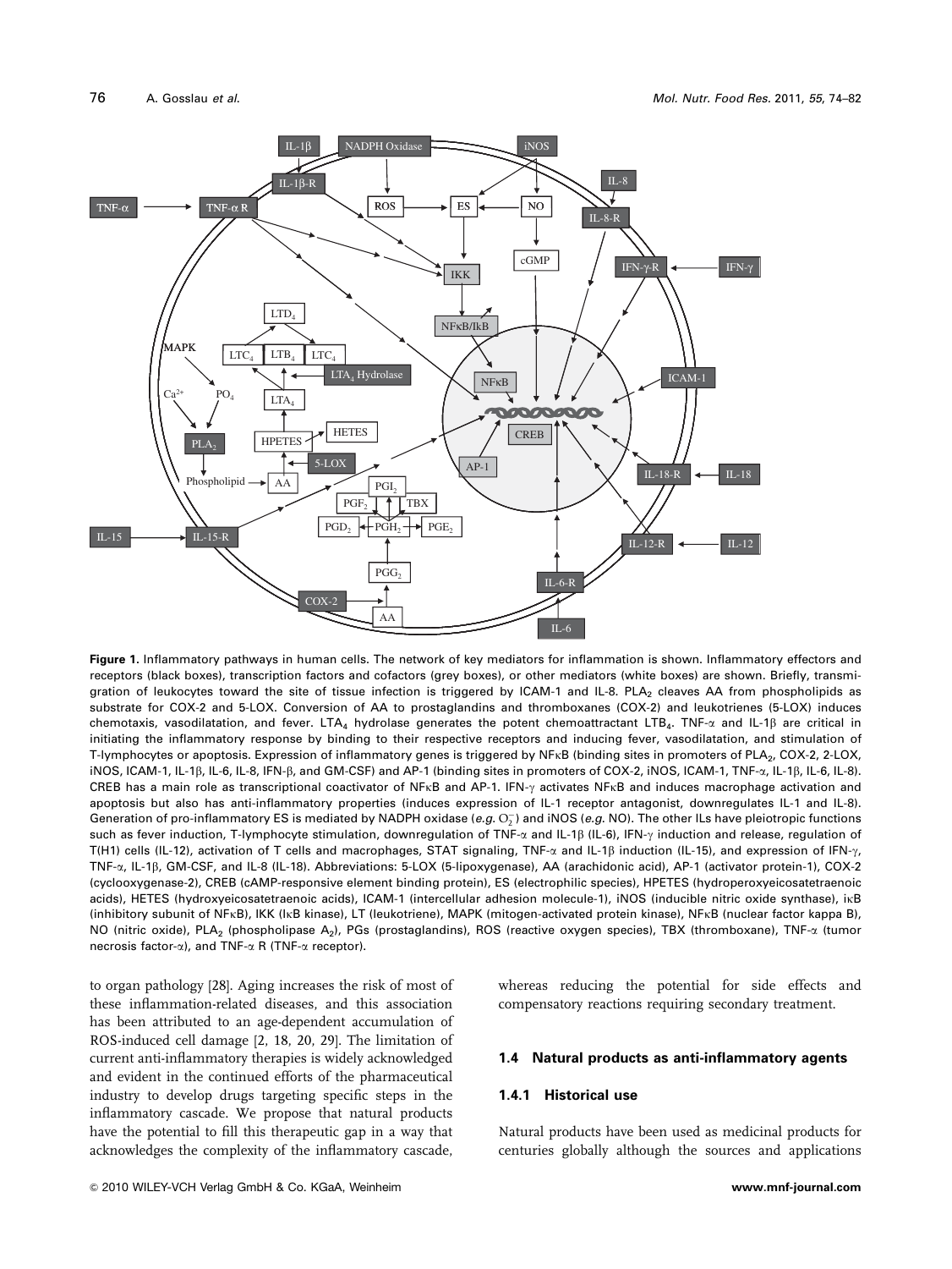**Figure 1.** Inflammatory pathways in human cells. The network of key mediators for inflammation is shown. Inflammatory effectors and receptors (black boxes), transcription factors and cofactors (grey boxes), or other mediators (white boxes) are shown. Briefly, transmigration of leukocytes toward the site of tissue infection is triggered by ICAM-1 and IL-8. $PLA_2$ cleaves AA from phospholipids as substrate for COX-2 and 5-LOX. Conversion of AA to prostaglandins and thromboxanes (COX-2) and leukotrienes (5-LOX) induces chemotaxis, vasodilatation, and fever. $LTA_4$ hydrolase generates the potent chemoattractant $LTB_4$. TNF-$\alpha$ and IL-1$\beta$ are critical in initiating the inflammatory response by binding to their respective receptors and inducing fever, vasodilatation, and stimulation of T-lymphocytes or apoptosis. Expression of inflammatory genes is triggered by NF$\kappa$B (binding sites in promoters of $PLA_2$, COX-2, 2-LOX, iNOS, ICAM-1, IL-1$\beta$, IL-6, IL-8, IFN-$\beta$, and GM-CSF) and AP-1 (binding sites in promoters of COX-2, iNOS, ICAM-1, TNF-$\alpha$, IL-1$\beta$, IL-6, IL-8). CREB has a main role as transcriptional coactivator of NF$\kappa$B and AP-1. IFN-$\gamma$ activates NF$\kappa$B and induces macrophage activation and apoptosis but also has anti-inflammatory properties (induces expression of IL-1 receptor antagonist, downregulates IL-1 and IL-8). Generation of pro-inflammatory ES is mediated by NADPH oxidase (*e.g.* $O_2^-$) and iNOS (*e.g.* NO). The other ILs have pleiotropic functions such as fever induction, T-lymphocyte stimulation, downregulation of TNF-$\alpha$ and IL-1$\beta$ (IL-6), IFN-$\gamma$ induction and release, regulation of T(H1) cells (IL-12), activation of T cells and macrophages, STAT signaling, TNF-$\alpha$ and IL-1$\beta$ induction (IL-15), and expression of IFN-$\gamma$, TNF-$\alpha$, IL-1$\beta$, GM-CSF, and IL-8 (IL-18). Abbreviations: 5-LOX (5-lipoxygenase), AA (arachidonic acid), AP-1 (activator protein-1), COX-2 (cyclooxygenase-2), CREB (cAMP-responsive element binding protein), ES (electrophilic species), HPETES (hydroperoxyeicosatetraenoic acids), HETES (hydroxyeicosatetraenoic acids), ICAM-1 (intercellular adhesion molecule-1), iNOS (inducible nitric oxide synthase), I$\kappa$B (inhibitory subunit of NF$\kappa$B), IKK (I$\kappa$B kinase), LT (leukotriene), MAPK (mitogen-activated protein kinase), NF$\kappa$B (nuclear factor kappa B), NO (nitric oxide), $PLA_2$ (phospholipase $A_2$), PGs (prostaglandins), ROS (reactive oxygen species), TBX (thromboxane), TNF-$\alpha$ (tumor necrosis factor-$\alpha$), and TNF-$\alpha$ R (TNF-$\alpha$ receptor).

to organ pathology [28]. Aging increases the risk of most of these inflammation-related diseases, and this association has been attributed to an age-dependent accumulation of ROS-induced cell damage [2, 18, 20, 29]. The limitation of current anti-inflammatory therapies is widely acknowledged and evident in the continued efforts of the pharmaceutical industry to develop drugs targeting specific steps in the inflammatory cascade. We propose that natural products have the potential to fill this therapeutic gap in a way that acknowledges the complexity of the inflammatory cascade, whereas reducing the potential for side effects and compensatory reactions requiring secondary treatment.

### 1.4 Natural products as anti-inflammatory agents

#### 1.4.1 Historical use

Natural products have been used as medicinal products for centuries globally although the sources and applications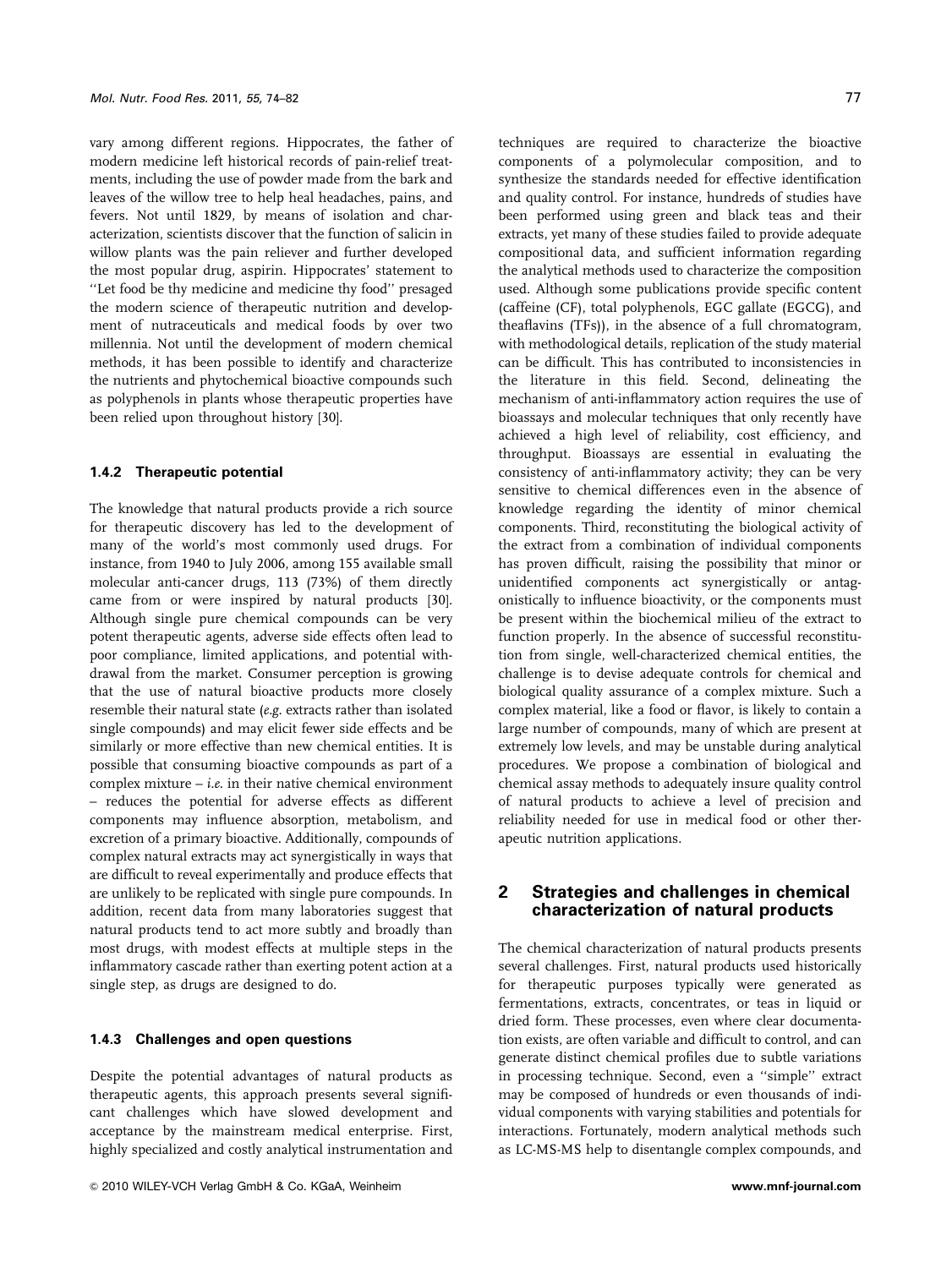vary among different regions. Hippocrates, the father of modern medicine left historical records of pain-relief treatments, including the use of powder made from the bark and leaves of the willow tree to help heal headaches, pains, and fevers. Not until 1829, by means of isolation and characterization, scientists discover that the function of salicin in willow plants was the pain reliever and further developed the most popular drug, aspirin. Hippocrates' statement to ''Let food be thy medicine and medicine thy food'' presaged the modern science of therapeutic nutrition and development of nutraceuticals and medical foods by over two millennia. Not until the development of modern chemical methods, it has been possible to identify and characterize the nutrients and phytochemical bioactive compounds such as polyphenols in plants whose therapeutic properties have been relied upon throughout history [30].

### 1.4.2 Therapeutic potential

The knowledge that natural products provide a rich source for therapeutic discovery has led to the development of many of the world's most commonly used drugs. For instance, from 1940 to July 2006, among 155 available small molecular anti-cancer drugs, 113 (73%) of them directly came from or were inspired by natural products [30]. Although single pure chemical compounds can be very potent therapeutic agents, adverse side effects often lead to poor compliance, limited applications, and potential withdrawal from the market. Consumer perception is growing that the use of natural bioactive products more closely resemble their natural state (*e.g.* extracts rather than isolated single compounds) and may elicit fewer side effects and be similarly or more effective than new chemical entities. It is possible that consuming bioactive compounds as part of a complex mixture – *i.e.* in their native chemical environment – reduces the potential for adverse effects as different components may influence absorption, metabolism, and excretion of a primary bioactive. Additionally, compounds of complex natural extracts may act synergistically in ways that are difficult to reveal experimentally and produce effects that are unlikely to be replicated with single pure compounds. In addition, recent data from many laboratories suggest that natural products tend to act more subtly and broadly than most drugs, with modest effects at multiple steps in the inflammatory cascade rather than exerting potent action at a single step, as drugs are designed to do.

### 1.4.3 Challenges and open questions

Despite the potential advantages of natural products as therapeutic agents, this approach presents several significant challenges which have slowed development and acceptance by the mainstream medical enterprise. First, highly specialized and costly analytical instrumentation and techniques are required to characterize the bioactive components of a polymolecular composition, and to synthesize the standards needed for effective identification and quality control. For instance, hundreds of studies have been performed using green and black teas and their extracts, yet many of these studies failed to provide adequate compositional data, and sufficient information regarding the analytical methods used to characterize the composition used. Although some publications provide specific content (caffeine (CF), total polyphenols, EGC gallate (EGCG), and theaflavins (TFs)), in the absence of a full chromatogram, with methodological details, replication of the study material can be difficult. This has contributed to inconsistencies in the literature in this field. Second, delineating the mechanism of anti-inflammatory action requires the use of bioassays and molecular techniques that only recently have achieved a high level of reliability, cost efficiency, and throughput. Bioassays are essential in evaluating the consistency of anti-inflammatory activity; they can be very sensitive to chemical differences even in the absence of knowledge regarding the identity of minor chemical components. Third, reconstituting the biological activity of the extract from a combination of individual components has proven difficult, raising the possibility that minor or unidentified components act synergistically or antagonistically to influence bioactivity, or the components must be present within the biochemical milieu of the extract to function properly. In the absence of successful reconstitution from single, well-characterized chemical entities, the challenge is to devise adequate controls for chemical and biological quality assurance of a complex mixture. Such a complex material, like a food or flavor, is likely to contain a large number of compounds, many of which are present at extremely low levels, and may be unstable during analytical procedures. We propose a combination of biological and chemical assay methods to adequately insure quality control of natural products to achieve a level of precision and reliability needed for use in medical food or other therapeutic nutrition applications.

## 2 Strategies and challenges in chemical characterization of natural products

The chemical characterization of natural products presents several challenges. First, natural products used historically for therapeutic purposes typically were generated as fermentations, extracts, concentrates, or teas in liquid or dried form. These processes, even where clear documentation exists, are often variable and difficult to control, and can generate distinct chemical profiles due to subtle variations in processing technique. Second, even a ''simple'' extract may be composed of hundreds or even thousands of individual components with varying stabilities and potentials for interactions. Fortunately, modern analytical methods such as LC-MS-MS help to disentangle complex compounds, and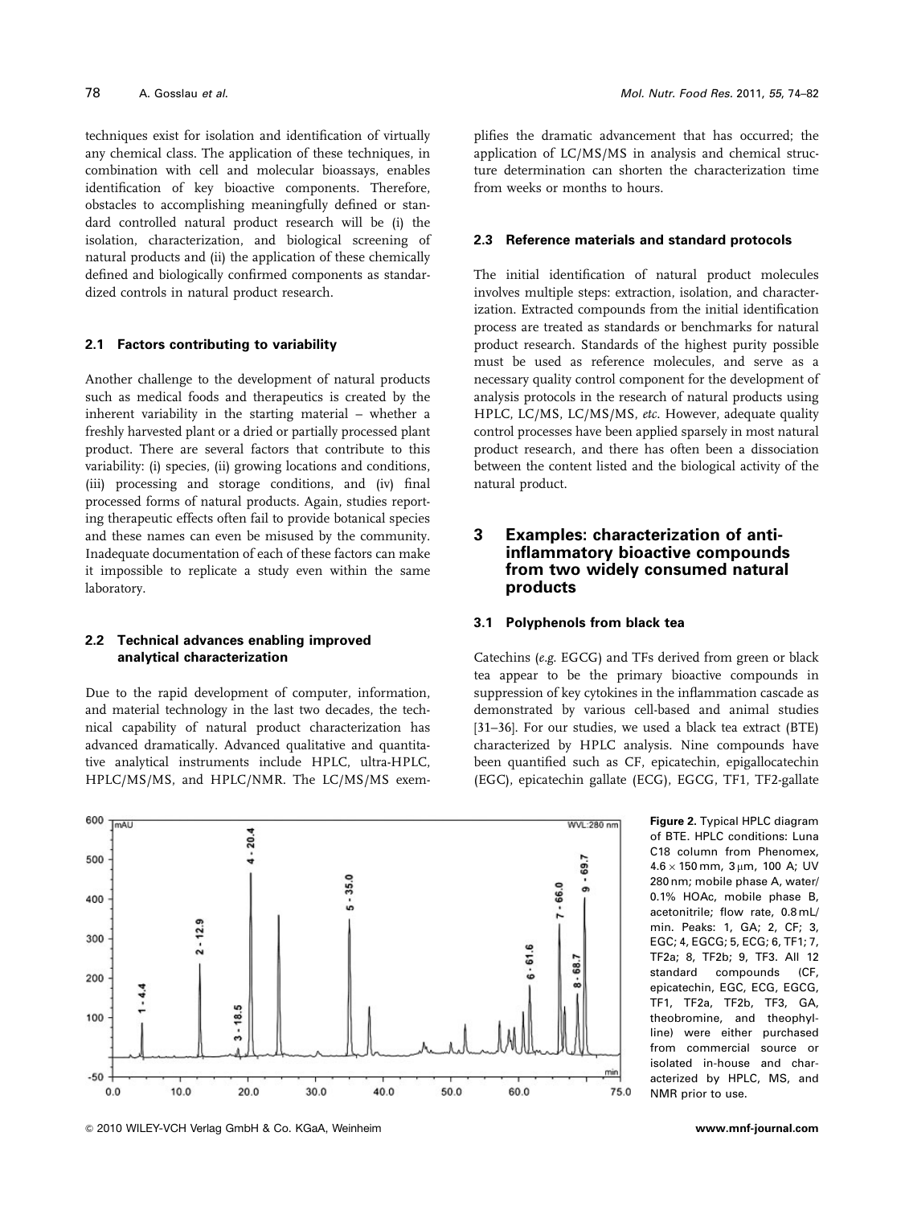techniques exist for isolation and identification of virtually any chemical class. The application of these techniques, in combination with cell and molecular bioassays, enables identification of key bioactive components. Therefore, obstacles to accomplishing meaningfully defined or standard controlled natural product research will be (i) the isolation, characterization, and biological screening of natural products and (ii) the application of these chemically defined and biologically confirmed components as standardized controls in natural product research.

### 2.1 Factors contributing to variability

Another challenge to the development of natural products such as medical foods and therapeutics is created by the inherent variability in the starting material – whether a freshly harvested plant or a dried or partially processed plant product. There are several factors that contribute to this variability: (i) species, (ii) growing locations and conditions, (iii) processing and storage conditions, and (iv) final processed forms of natural products. Again, studies reporting therapeutic effects often fail to provide botanical species and these names can even be misused by the community. Inadequate documentation of each of these factors can make it impossible to replicate a study even within the same laboratory.

### 2.2 Technical advances enabling improved analytical characterization

Due to the rapid development of computer, information, and material technology in the last two decades, the technical capability of natural product characterization has advanced dramatically. Advanced qualitative and quantitative analytical instruments include HPLC, ultra-HPLC, HPLC/MS/MS, and HPLC/NMR. The LC/MS/MS exemplifies the dramatic advancement that has occurred; the application of LC/MS/MS in analysis and chemical structure determination can shorten the characterization time from weeks or months to hours.

### 2.3 Reference materials and standard protocols

The initial identification of natural product molecules involves multiple steps: extraction, isolation, and characterization. Extracted compounds from the initial identification process are treated as standards or benchmarks for natural product research. Standards of the highest purity possible must be used as reference molecules, and serve as a necessary quality control component for the development of analysis protocols in the research of natural products using HPLC, LC/MS, LC/MS/MS, *etc*. However, adequate quality control processes have been applied sparsely in most natural product research, and there has often been a dissociation between the content listed and the biological activity of the natural product.

## 3 Examples: characterization of anti-inflammatory bioactive compounds from two widely consumed natural products

### 3.1 Polyphenols from black tea

Catechins (*e.g.* EGCG) and TFs derived from green or black tea appear to be the primary bioactive compounds in suppression of key cytokines in the inflammation cascade as demonstrated by various cell-based and animal studies [31–36]. For our studies, we used a black tea extract (BTE) characterized by HPLC analysis. Nine compounds have been quantified such as CF, epicatechin, epigallocatechin (EGC), epicatechin gallate (ECG), EGCG, TF1, TF2-gallate

mAU
WVL:280 nm
600
500
400
300
200
100
-50
0.0
10.0
20.0
30.0
40.0
50.0
60.0
75.0
min
1 - 4.4
2 - 12.9
3 - 18.5
4 - 20.4
5 - 35.0
6 - 61.6
7 - 66.0
8 - 68.7
9 - 69.7

**Figure 2.** Typical HPLC diagram of BTE. HPLC conditions: Luna C18 column from Phenomex, $4.6 \times 150$ mm, 3 $\mu$m, 100 A; UV 280 nm; mobile phase A, water/0.1% HOAc, mobile phase B, acetonitrile; flow rate, 0.8 mL/min. Peaks: 1, GA; 2, CF; 3, EGC; 4, EGCG; 5, ECG; 6, TF1; 7, TF2a; 8, TF2b; 9, TF3. All 12 standard compounds (CF, epicatechin, EGC, ECG, EGCG, TF1, TF2a, TF2b, TF3, GA, theobromine, and theophylline) were either purchased from commercial source or isolated in-house and characterized by HPLC, MS, and NMR prior to use.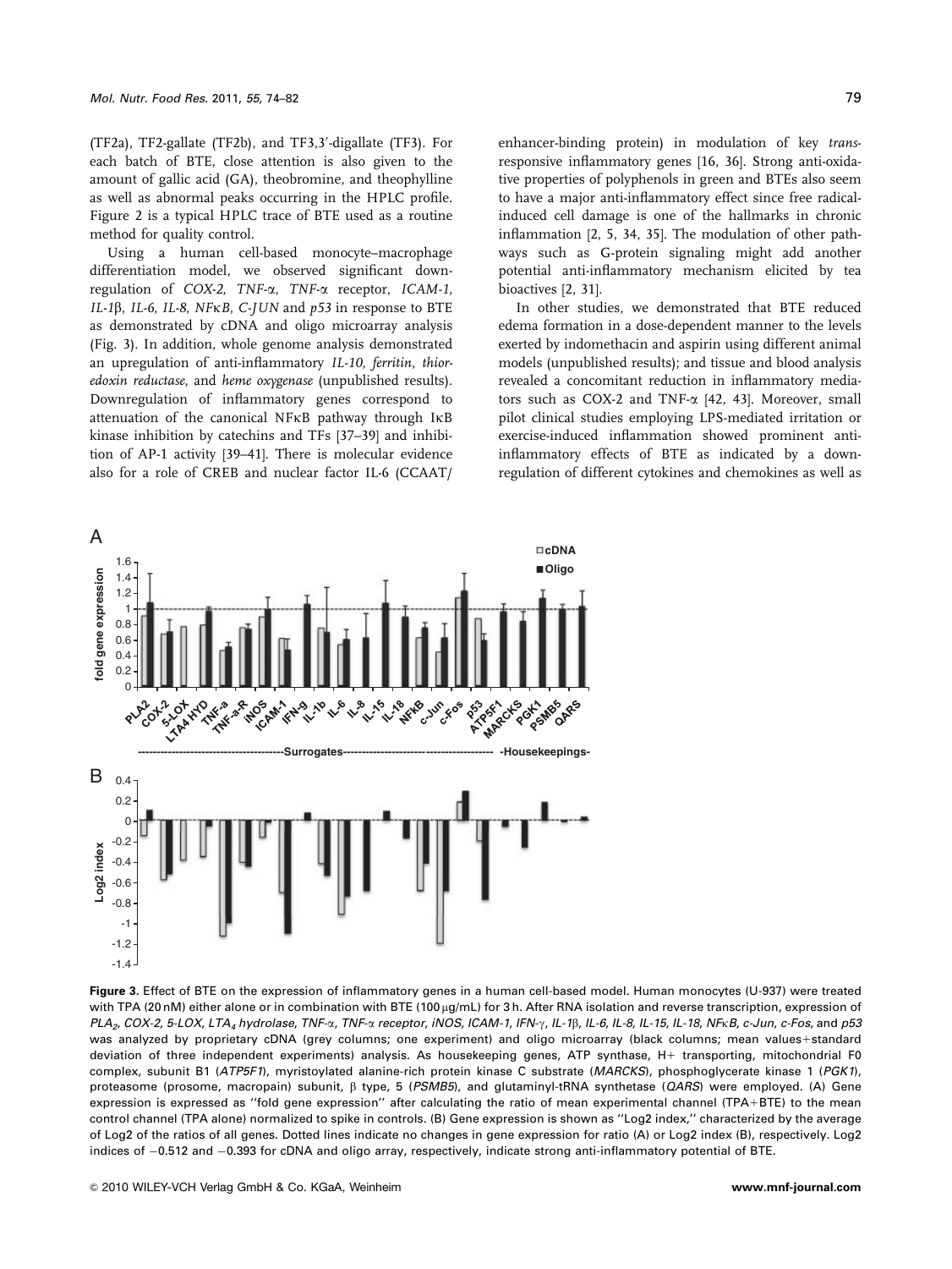(TF2a), TF2-gallate (TF2b), and TF3,3′-digallate (TF3). For each batch of BTE, close attention is also given to the amount of gallic acid (GA), theobromine, and theophylline as well as abnormal peaks occurring in the HPLC profile. Figure 2 is a typical HPLC trace of BTE used as a routine method for quality control.

Using a human cell-based monocyte–macrophage differentiation model, we observed significant downregulation of *COX-2*, *TNF-α*, *TNF-α* receptor, *ICAM-1*, *IL-1β*, *IL-6*, *IL-8*, *NFκB*, *C-JUN* and *p53* in response to BTE as demonstrated by cDNA and oligo microarray analysis (Fig. 3). In addition, whole genome analysis demonstrated an upregulation of anti-inflammatory *IL-10*, *ferritin*, *thioredoxin reductase*, and *heme oxygenase* (unpublished results). Downregulation of inflammatory genes correspond to attenuation of the canonical NFκB pathway through IκB kinase inhibition by catechins and TFs [37–39] and inhibition of AP-1 activity [39–41]. There is molecular evidence also for a role of CREB and nuclear factor IL-6 (CCAAT/enhancer-binding protein) in modulation of key *trans*-responsive inflammatory genes [16, 36]. Strong anti-oxidative properties of polyphenols in green and BTEs also seem to have a major anti-inflammatory effect since free radical-induced cell damage is one of the hallmarks in chronic inflammation [2, 5, 34, 35]. The modulation of other pathways such as G-protein signaling might add another potential anti-inflammatory mechanism elicited by tea bioactives [2, 31].

In other studies, we demonstrated that BTE reduced edema formation in a dose-dependent manner to the levels exerted by indomethacin and aspirin using different animal models (unpublished results); and tissue and blood analysis revealed a concomitant reduction in inflammatory mediators such as COX-2 and TNF-α [42, 43]. Moreover, small pilot clinical studies employing LPS-mediated irritation or exercise-induced inflammation showed prominent anti-inflammatory effects of BTE as indicated by a downregulation of different cytokines and chemokines as well as

**Figure 3.** Effect of BTE on the expression of inflammatory genes in a human cell-based model. Human monocytes (U-937) were treated with TPA (20 nM) either alone or in combination with BTE (100 μg/mL) for 3 h. After RNA isolation and reverse transcription, expression of *PLA₂*, *COX-2*, *5-LOX*, *LTA₄ hydrolase*, *TNF-α*, *TNF-α receptor*, *iNOS*, *ICAM-1*, *IFN-γ*, *IL-1β*, *IL-6*, *IL-8*, *IL-15*, *IL-18*, *NFκB*, *c-Jun*, *c-Fos*, and *p53* was analyzed by proprietary cDNA (grey columns; one experiment) and oligo microarray (black columns; mean values+standard deviation of three independent experiments) analysis. As housekeeping genes, ATP synthase, H+ transporting, mitochondrial F0 complex, subunit B1 (*ATP5F1*), myristoylated alanine-rich protein kinase C substrate (*MARCKS*), phosphoglycerate kinase 1 (*PGK1*), proteasome (prosome, macropain) subunit, β type, 5 (*PSMB5*), and glutaminyl-tRNA synthetase (*QARS*) were employed. (A) Gene expression is expressed as ''fold gene expression'' after calculating the ratio of mean experimental channel (TPA+BTE) to the mean control channel (TPA alone) normalized to spike in controls. (B) Gene expression is shown as ''Log2 index,'' characterized by the average of Log2 of the ratios of all genes. Dotted lines indicate no changes in gene expression for ratio (A) or Log2 index (B), respectively. Log2 indices of −0.512 and −0.393 for cDNA and oligo array, respectively, indicate strong anti-inflammatory potential of BTE.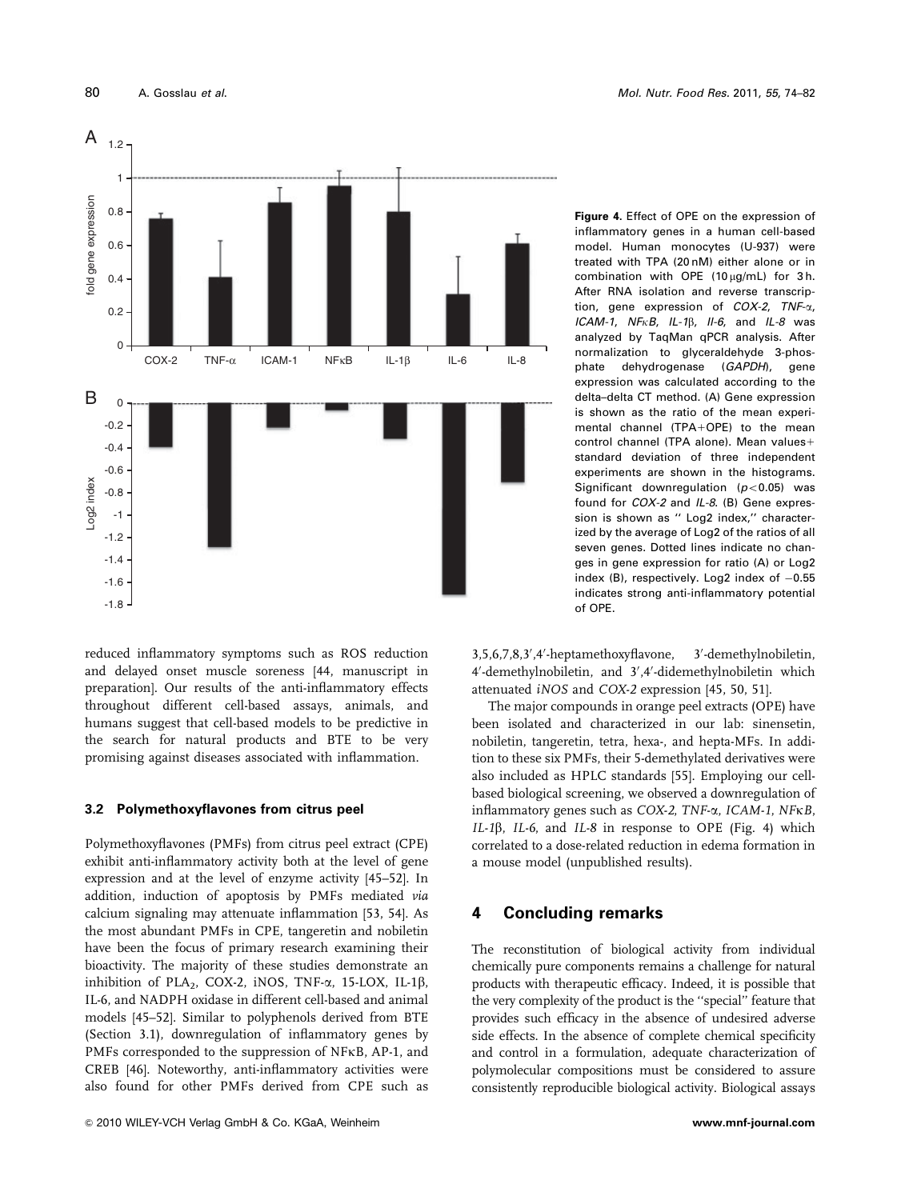**Figure 4.** Effect of OPE on the expression of inflammatory genes in a human cell-based model. Human monocytes (U-937) were treated with TPA (20 nM) either alone or in combination with OPE (10 μg/mL) for 3 h. After RNA isolation and reverse transcription, gene expression of *COX-2, TNF-α, ICAM-1, NFκB, IL-1β, Il-6,* and *IL-8* was analyzed by TaqMan qPCR analysis. After normalization to glyceraldehyde 3-phosphate dehydrogenase (*GAPDH*), gene expression was calculated according to the delta–delta CT method. (A) Gene expression is shown as the ratio of the mean experimental channel (TPA+OPE) to the mean control channel (TPA alone). Mean values+standard deviation of three independent experiments are shown in the histograms. Significant downregulation ($p<0.05$) was found for *COX-2* and *IL-8*. (B) Gene expression is shown as '' Log2 index,'' characterized by the average of Log2 of the ratios of all seven genes. Dotted lines indicate no changes in gene expression for ratio (A) or Log2 index (B), respectively. Log2 index of −0.55 indicates strong anti-inflammatory potential of OPE.

reduced inflammatory symptoms such as ROS reduction and delayed onset muscle soreness [44, manuscript in preparation]. Our results of the anti-inflammatory effects throughout different cell-based assays, animals, and humans suggest that cell-based models to be predictive in the search for natural products and BTE to be very promising against diseases associated with inflammation.

### 3.2 Polymethoxyflavones from citrus peel

Polymethoxyflavones (PMFs) from citrus peel extract (CPE) exhibit anti-inflammatory activity both at the level of gene expression and at the level of enzyme activity [45–52]. In addition, induction of apoptosis by PMFs mediated *via* calcium signaling may attenuate inflammation [53, 54]. As the most abundant PMFs in CPE, tangeretin and nobiletin have been the focus of primary research examining their bioactivity. The majority of these studies demonstrate an inhibition of $PLA_2$, COX-2, iNOS, TNF-α, 15-LOX, IL-1β, IL-6, and NADPH oxidase in different cell-based and animal models [45–52]. Similar to polyphenols derived from BTE (Section 3.1), downregulation of inflammatory genes by PMFs corresponded to the suppression of NFκB, AP-1, and CREB [46]. Noteworthy, anti-inflammatory activities were also found for other PMFs derived from CPE such as 3,5,6,7,8,3′,4′-heptamethoxyflavone, 3′-demethylnobiletin, 4′-demethylnobiletin, and 3′,4′-didemethylnobiletin which attenuated *iNOS* and *COX-2* expression [45, 50, 51].

The major compounds in orange peel extracts (OPE) have been isolated and characterized in our lab: sinensetin, nobiletin, tangeretin, tetra, hexa-, and hepta-MFs. In addition to these six PMFs, their 5-demethylated derivatives were also included as HPLC standards [55]. Employing our cell-based biological screening, we observed a downregulation of inflammatory genes such as *COX-2, TNF-α, ICAM-1, NFκB, IL-1β, IL-6,* and *IL-8* in response to OPE (Fig. 4) which correlated to a dose-related reduction in edema formation in a mouse model (unpublished results).

## 4 Concluding remarks

The reconstitution of biological activity from individual chemically pure components remains a challenge for natural products with therapeutic efficacy. Indeed, it is possible that the very complexity of the product is the ''special'' feature that provides such efficacy in the absence of undesired adverse side effects. In the absence of complete chemical specificity and control in a formulation, adequate characterization of polymolecular compositions must be considered to assure consistently reproducible biological activity. Biological assays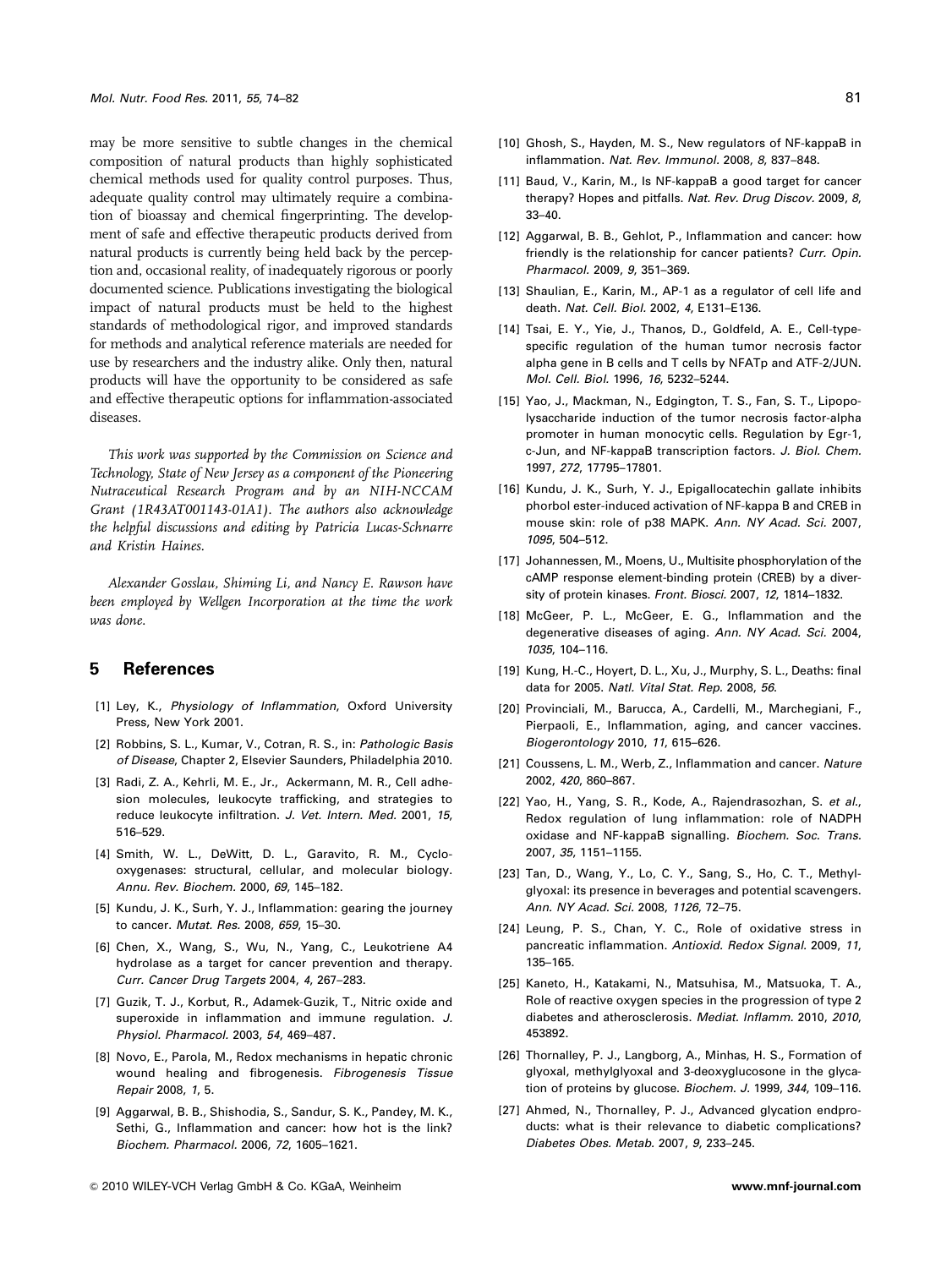may be more sensitive to subtle changes in the chemical composition of natural products than highly sophisticated chemical methods used for quality control purposes. Thus, adequate quality control may ultimately require a combination of bioassay and chemical fingerprinting. The development of safe and effective therapeutic products derived from natural products is currently being held back by the perception and, occasional reality, of inadequately rigorous or poorly documented science. Publications investigating the biological impact of natural products must be held to the highest standards of methodological rigor, and improved standards for methods and analytical reference materials are needed for use by researchers and the industry alike. Only then, natural products will have the opportunity to be considered as safe and effective therapeutic options for inflammation-associated diseases.

*This work was supported by the Commission on Science and Technology, State of New Jersey as a component of the Pioneering Nutraceutical Research Program and by an NIH-NCCAM Grant (1R43AT001143-01A1). The authors also acknowledge the helpful discussions and editing by Patricia Lucas-Schnarre and Kristin Haines.*

*Alexander Gosslau, Shiming Li, and Nancy E. Rawson have been employed by Wellgen Incorporation at the time the work was done.*

## 5 References

[1] Ley, K., *Physiology of Inflammation*, Oxford University Press, New York 2001.

[2] Robbins, S. L., Kumar, V., Cotran, R. S., in: *Pathologic Basis of Disease*, Chapter 2, Elsevier Saunders, Philadelphia 2010.

[3] Radi, Z. A., Kehrli, M. E., Jr., Ackermann, M. R., Cell adhesion molecules, leukocyte trafficking, and strategies to reduce leukocyte infiltration. *J. Vet. Intern. Med.* 2001, *15*, 516–529.

[4] Smith, W. L., DeWitt, D. L., Garavito, R. M., Cyclooxygenases: structural, cellular, and molecular biology. *Annu. Rev. Biochem.* 2000, *69*, 145–182.

[5] Kundu, J. K., Surh, Y. J., Inflammation: gearing the journey to cancer. *Mutat. Res.* 2008, *659*, 15–30.

[6] Chen, X., Wang, S., Wu, N., Yang, C., Leukotriene A4 hydrolase as a target for cancer prevention and therapy. *Curr. Cancer Drug Targets* 2004, *4*, 267–283.

[7] Guzik, T. J., Korbut, R., Adamek-Guzik, T., Nitric oxide and superoxide in inflammation and immune regulation. *J. Physiol. Pharmacol.* 2003, *54*, 469–487.

[8] Novo, E., Parola, M., Redox mechanisms in hepatic chronic wound healing and fibrogenesis. *Fibrogenesis Tissue Repair* 2008, *1*, 5.

[9] Aggarwal, B. B., Shishodia, S., Sandur, S. K., Pandey, M. K., Sethi, G., Inflammation and cancer: how hot is the link? *Biochem. Pharmacol.* 2006, *72*, 1605–1621.

[10] Ghosh, S., Hayden, M. S., New regulators of NF-kappaB in inflammation. *Nat. Rev. Immunol.* 2008, *8*, 837–848.

[11] Baud, V., Karin, M., Is NF-kappaB a good target for cancer therapy? Hopes and pitfalls. *Nat. Rev. Drug Discov.* 2009, *8*, 33–40.

[12] Aggarwal, B. B., Gehlot, P., Inflammation and cancer: how friendly is the relationship for cancer patients? *Curr. Opin. Pharmacol.* 2009, *9*, 351–369.

[13] Shaulian, E., Karin, M., AP-1 as a regulator of cell life and death. *Nat. Cell. Biol.* 2002, *4*, E131–E136.

[14] Tsai, E. Y., Yie, J., Thanos, D., Goldfeld, A. E., Cell-type-specific regulation of the human tumor necrosis factor alpha gene in B cells and T cells by NFATp and ATF-2/JUN. *Mol. Cell. Biol.* 1996, *16*, 5232–5244.

[15] Yao, J., Mackman, N., Edgington, T. S., Fan, S. T., Lipopolysaccharide induction of the tumor necrosis factor-alpha promoter in human monocytic cells. Regulation by Egr-1, c-Jun, and NF-kappaB transcription factors. *J. Biol. Chem.* 1997, *272*, 17795–17801.

[16] Kundu, J. K., Surh, Y. J., Epigallocatechin gallate inhibits phorbol ester-induced activation of NF-kappa B and CREB in mouse skin: role of p38 MAPK. *Ann. NY Acad. Sci.* 2007, *1095*, 504–512.

[17] Johannessen, M., Moens, U., Multisite phosphorylation of the cAMP response element-binding protein (CREB) by a diversity of protein kinases. *Front. Biosci.* 2007, *12*, 1814–1832.

[18] McGeer, P. L., McGeer, E. G., Inflammation and the degenerative diseases of aging. *Ann. NY Acad. Sci.* 2004, *1035*, 104–116.

[19] Kung, H.-C., Hoyert, D. L., Xu, J., Murphy, S. L., Deaths: final data for 2005. *Natl. Vital Stat. Rep.* 2008, *56*.

[20] Provinciali, M., Barucca, A., Cardelli, M., Marchegiani, F., Pierpaoli, E., Inflammation, aging, and cancer vaccines. *Biogerontology* 2010, *11*, 615–626.

[21] Coussens, L. M., Werb, Z., Inflammation and cancer. *Nature* 2002, *420*, 860–867.

[22] Yao, H., Yang, S. R., Kode, A., Rajendrasozhan, S. *et al.*, Redox regulation of lung inflammation: role of NADPH oxidase and NF-kappaB signalling. *Biochem. Soc. Trans.* 2007, *35*, 1151–1155.

[23] Tan, D., Wang, Y., Lo, C. Y., Sang, S., Ho, C. T., Methylglyoxal: its presence in beverages and potential scavengers. *Ann. NY Acad. Sci.* 2008, *1126*, 72–75.

[24] Leung, P. S., Chan, Y. C., Role of oxidative stress in pancreatic inflammation. *Antioxid. Redox Signal.* 2009, *11*, 135–165.

[25] Kaneto, H., Katakami, N., Matsuhisa, M., Matsuoka, T. A., Role of reactive oxygen species in the progression of type 2 diabetes and atherosclerosis. *Mediat. Inflamm.* 2010, *2010*, 453892.

[26] Thornalley, P. J., Langborg, A., Minhas, H. S., Formation of glyoxal, methylglyoxal and 3-deoxyglucosone in the glycation of proteins by glucose. *Biochem. J.* 1999, *344*, 109–116.

[27] Ahmed, N., Thornalley, P. J., Advanced glycation endproducts: what is their relevance to diabetic complications? *Diabetes Obes. Metab.* 2007, *9*, 233–245.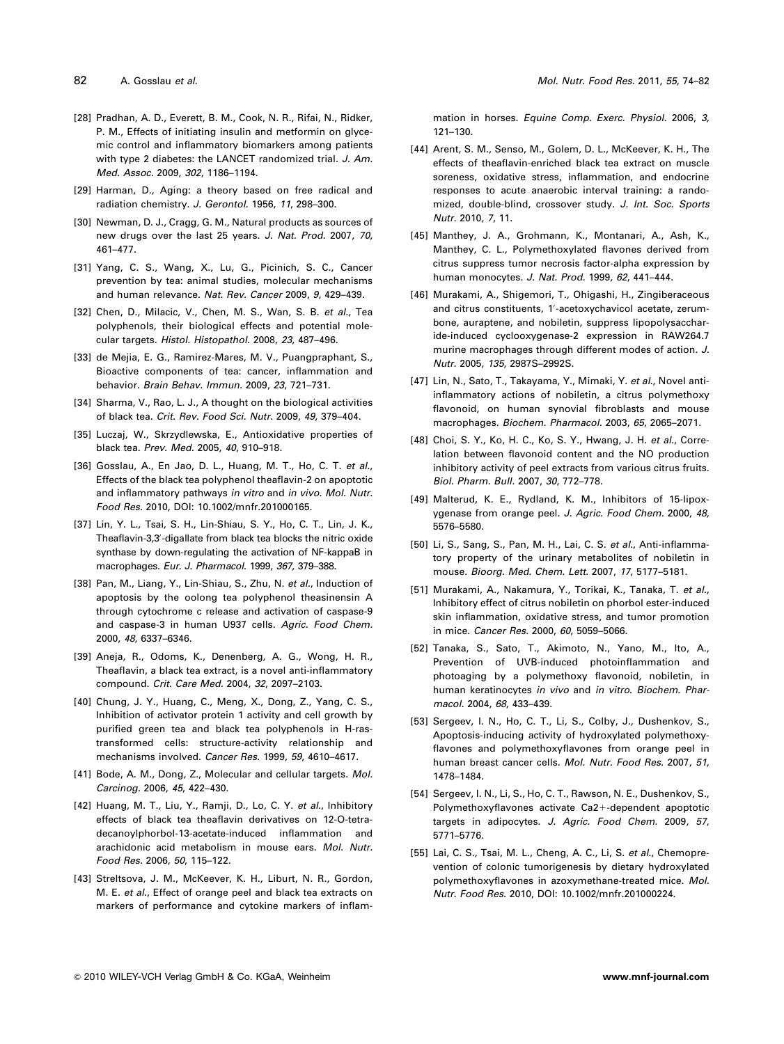[28] Pradhan, A. D., Everett, B. M., Cook, N. R., Rifai, N., Ridker, P. M., Effects of initiating insulin and metformin on glycemic control and inflammatory biomarkers among patients with type 2 diabetes: the LANCET randomized trial. *J. Am. Med. Assoc.* 2009, *302*, 1186–1194.

[29] Harman, D., Aging: a theory based on free radical and radiation chemistry. *J. Gerontol.* 1956, *11*, 298–300.

[30] Newman, D. J., Cragg, G. M., Natural products as sources of new drugs over the last 25 years. *J. Nat. Prod.* 2007, *70*, 461–477.

[31] Yang, C. S., Wang, X., Lu, G., Picinich, S. C., Cancer prevention by tea: animal studies, molecular mechanisms and human relevance. *Nat. Rev. Cancer* 2009, *9*, 429–439.

[32] Chen, D., Milacic, V., Chen, M. S., Wan, S. B. *et al.*, Tea polyphenols, their biological effects and potential molecular targets. *Histol. Histopathol.* 2008, *23*, 487–496.

[33] de Mejia, E. G., Ramirez-Mares, M. V., Puangpraphant, S., Bioactive components of tea: cancer, inflammation and behavior. *Brain Behav. Immun.* 2009, *23*, 721–731.

[34] Sharma, V., Rao, L. J., A thought on the biological activities of black tea. *Crit. Rev. Food Sci. Nutr.* 2009, *49*, 379–404.

[35] Luczaj, W., Skrzydlewska, E., Antioxidative properties of black tea. *Prev. Med.* 2005, *40*, 910–918.

[36] Gosslau, A., En Jao, D. L., Huang, M. T., Ho, C. T. *et al.*, Effects of the black tea polyphenol theaflavin-2 on apoptotic and inflammatory pathways *in vitro* and *in vivo*. *Mol. Nutr. Food Res.* 2010, DOI: 10.1002/mnfr.201000165.

[37] Lin, Y. L., Tsai, S. H., Lin-Shiau, S. Y., Ho, C. T., Lin, J. K., Theaflavin-3,3′-digallate from black tea blocks the nitric oxide synthase by down-regulating the activation of NF-kappaB in macrophages. *Eur. J. Pharmacol.* 1999, *367*, 379–388.

[38] Pan, M., Liang, Y., Lin-Shiau, S., Zhu, N. *et al.*, Induction of apoptosis by the oolong tea polyphenol theasinensin A through cytochrome c release and activation of caspase-9 and caspase-3 in human U937 cells. *Agric. Food Chem.* 2000, *48*, 6337–6346.

[39] Aneja, R., Odoms, K., Denenberg, A. G., Wong, H. R., Theaflavin, a black tea extract, is a novel anti-inflammatory compound. *Crit. Care Med.* 2004, *32*, 2097–2103.

[40] Chung, J. Y., Huang, C., Meng, X., Dong, Z., Yang, C. S., Inhibition of activator protein 1 activity and cell growth by purified green tea and black tea polyphenols in H-ras-transformed cells: structure-activity relationship and mechanisms involved. *Cancer Res.* 1999, *59*, 4610–4617.

[41] Bode, A. M., Dong, Z., Molecular and cellular targets. *Mol. Carcinog.* 2006, *45*, 422–430.

[42] Huang, M. T., Liu, Y., Ramji, D., Lo, C. Y. *et al.*, Inhibitory effects of black tea theaflavin derivatives on 12-O-tetradecanoylphorbol-13-acetate-induced inflammation and arachidonic acid metabolism in mouse ears. *Mol. Nutr. Food Res.* 2006, *50*, 115–122.

[43] Streltsova, J. M., McKeever, K. H., Liburt, N. R., Gordon, M. E. *et al.*, Effect of orange peel and black tea extracts on markers of performance and cytokine markers of inflammation in horses. *Equine Comp. Exerc. Physiol.* 2006, *3*, 121–130.

[44] Arent, S. M., Senso, M., Golem, D. L., McKeever, K. H., The effects of theaflavin-enriched black tea extract on muscle soreness, oxidative stress, inflammation, and endocrine responses to acute anaerobic interval training: a randomized, double-blind, crossover study. *J. Int. Soc. Sports Nutr.* 2010, *7*, 11.

[45] Manthey, J. A., Grohmann, K., Montanari, A., Ash, K., Manthey, C. L., Polymethoxylated flavones derived from citrus suppress tumor necrosis factor-alpha expression by human monocytes. *J. Nat. Prod.* 1999, *62*, 441–444.

[46] Murakami, A., Shigemori, T., Ohigashi, H., Zingiberaceous and citrus constituents, 1′-acetoxychavicol acetate, zerumbone, auraptene, and nobiletin, suppress lipopolysaccharide-induced cyclooxygenase-2 expression in RAW264.7 murine macrophages through different modes of action. *J. Nutr.* 2005, *135*, 2987S–2992S.

[47] Lin, N., Sato, T., Takayama, Y., Mimaki, Y. *et al.*, Novel anti-inflammatory actions of nobiletin, a citrus polymethoxy flavonoid, on human synovial fibroblasts and mouse macrophages. *Biochem. Pharmacol.* 2003, *65*, 2065–2071.

[48] Choi, S. Y., Ko, H. C., Ko, S. Y., Hwang, J. H. *et al.*, Correlation between flavonoid content and the NO production inhibitory activity of peel extracts from various citrus fruits. *Biol. Pharm. Bull.* 2007, *30*, 772–778.

[49] Malterud, K. E., Rydland, K. M., Inhibitors of 15-lipoxygenase from orange peel. *J. Agric. Food Chem.* 2000, *48*, 5576–5580.

[50] Li, S., Sang, S., Pan, M. H., Lai, C. S. *et al.*, Anti-inflammatory property of the urinary metabolites of nobiletin in mouse. *Bioorg. Med. Chem. Lett.* 2007, *17*, 5177–5181.

[51] Murakami, A., Nakamura, Y., Torikai, K., Tanaka, T. *et al.*, Inhibitory effect of citrus nobiletin on phorbol ester-induced skin inflammation, oxidative stress, and tumor promotion in mice. *Cancer Res.* 2000, *60*, 5059–5066.

[52] Tanaka, S., Sato, T., Akimoto, N., Yano, M., Ito, A., Prevention of UVB-induced photoinflammation and photoaging by a polymethoxy flavonoid, nobiletin, in human keratinocytes *in vivo* and *in vitro*. *Biochem. Pharmacol.* 2004, *68*, 433–439.

[53] Sergeev, I. N., Ho, C. T., Li, S., Colby, J., Dushenkov, S., Apoptosis-inducing activity of hydroxylated polymethoxyflavones and polymethoxyflavones from orange peel in human breast cancer cells. *Mol. Nutr. Food Res.* 2007, *51*, 1478–1484.

[54] Sergeev, I. N., Li, S., Ho, C. T., Rawson, N. E., Dushenkov, S., Polymethoxyflavones activate $Ca2+$-dependent apoptotic targets in adipocytes. *J. Agric. Food Chem.* 2009, *57*, 5771–5776.

[55] Lai, C. S., Tsai, M. L., Cheng, A. C., Li, S. *et al.*, Chemoprevention of colonic tumorigenesis by dietary hydroxylated polymethoxyflavones in azoxymethane-treated mice. *Mol. Nutr. Food Res.* 2010, DOI: 10.1002/mnfr.201000224.